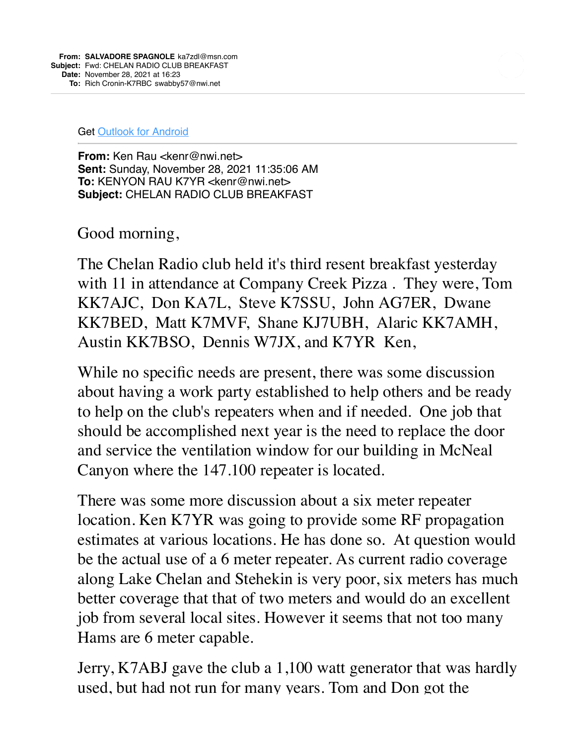**From:** **SALVADORE SPAGNOLE** ka7zdl@msn.com
**Subject:** Fwd: CHELAN RADIO CLUB BREAKFAST
**Date:** November 28, 2021 at 16:23
**To:** Rich Cronin-K7RBC swabby57@nwi.net

Get Outlook for Android

---

**From:** Ken Rau <kenr@nwi.net>
**Sent:** Sunday, November 28, 2021 11:35:06 AM
**To:** KENYON RAU K7YR <kenr@nwi.net>
**Subject:** CHELAN RADIO CLUB BREAKFAST

Good morning,

The Chelan Radio club held it's third resent breakfast yesterday with 11 in attendance at Company Creek Pizza . They were, Tom KK7AJC, Don KA7L, Steve K7SSU, John AG7ER, Dwane KK7BED, Matt K7MVF, Shane KJ7UBH, Alaric KK7AMH, Austin KK7BSO, Dennis W7JX, and K7YR Ken,

While no specific needs are present, there was some discussion about having a work party established to help others and be ready to help on the club's repeaters when and if needed. One job that should be accomplished next year is the need to replace the door and service the ventilation window for our building in McNeal Canyon where the 147.100 repeater is located.

There was some more discussion about a six meter repeater location. Ken K7YR was going to provide some RF propagation estimates at various locations. He has done so. At question would be the actual use of a 6 meter repeater. As current radio coverage along Lake Chelan and Stehekin is very poor, six meters has much better coverage that that of two meters and would do an excellent job from several local sites. However it seems that not too many Hams are 6 meter capable.

Jerry, K7ABJ gave the club a 1,100 watt generator that was hardly used, but had not run for many years. Tom and Don got the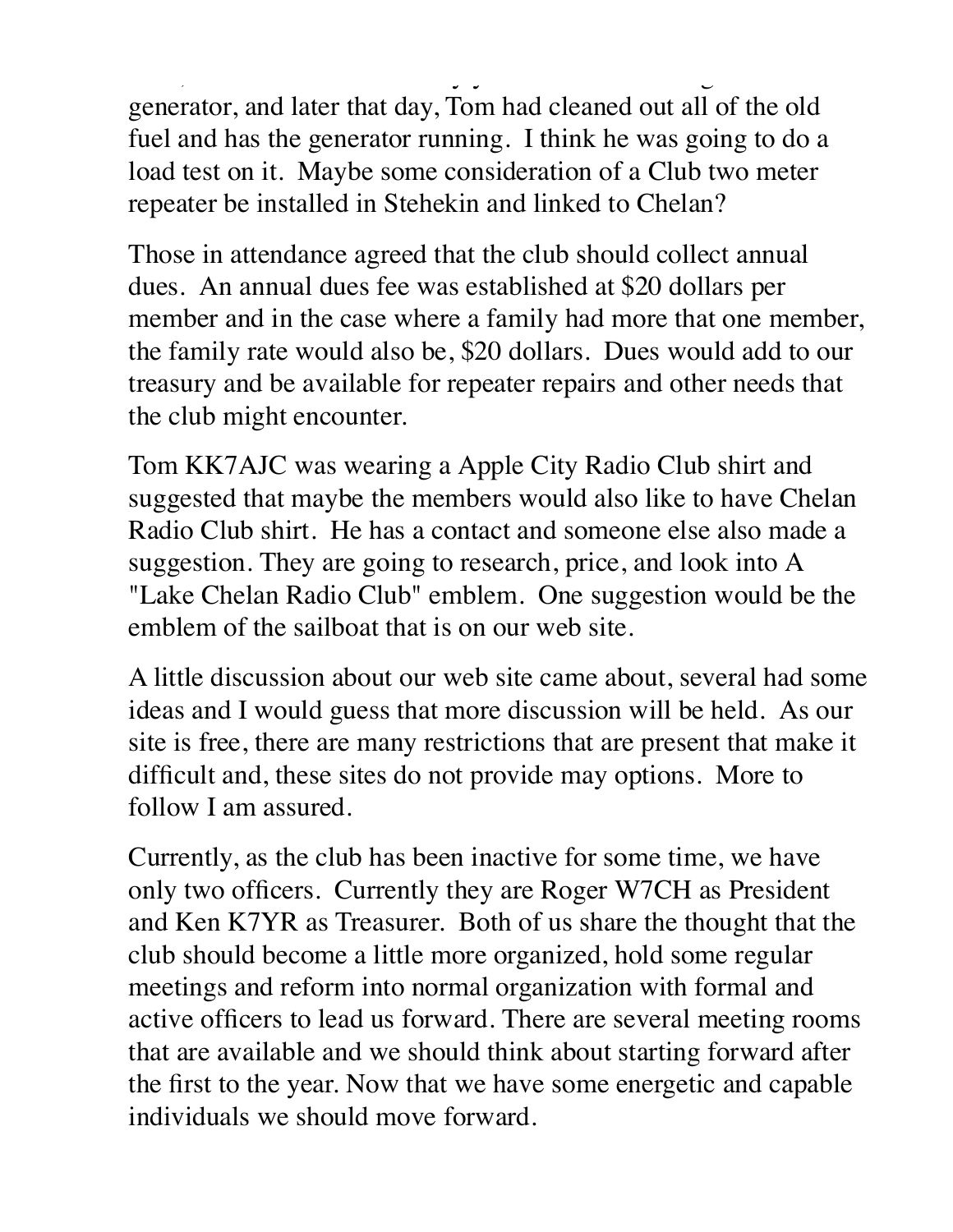generator, and later that day, Tom had cleaned out all of the old fuel and has the generator running. I think he was going to do a load test on it. Maybe some consideration of a Club two meter repeater be installed in Stehekin and linked to Chelan?

Those in attendance agreed that the club should collect annual dues. An annual dues fee was established at $20 dollars per member and in the case where a family had more that one member, the family rate would also be, $20 dollars. Dues would add to our treasury and be available for repeater repairs and other needs that the club might encounter.

Tom KK7AJC was wearing a Apple City Radio Club shirt and suggested that maybe the members would also like to have Chelan Radio Club shirt. He has a contact and someone else also made a suggestion. They are going to research, price, and look into A "Lake Chelan Radio Club" emblem. One suggestion would be the emblem of the sailboat that is on our web site.

A little discussion about our web site came about, several had some ideas and I would guess that more discussion will be held. As our site is free, there are many restrictions that are present that make it difficult and, these sites do not provide may options. More to follow I am assured.

Currently, as the club has been inactive for some time, we have only two officers. Currently they are Roger W7CH as President and Ken K7YR as Treasurer. Both of us share the thought that the club should become a little more organized, hold some regular meetings and reform into normal organization with formal and active officers to lead us forward. There are several meeting rooms that are available and we should think about starting forward after the first to the year. Now that we have some energetic and capable individuals we should move forward.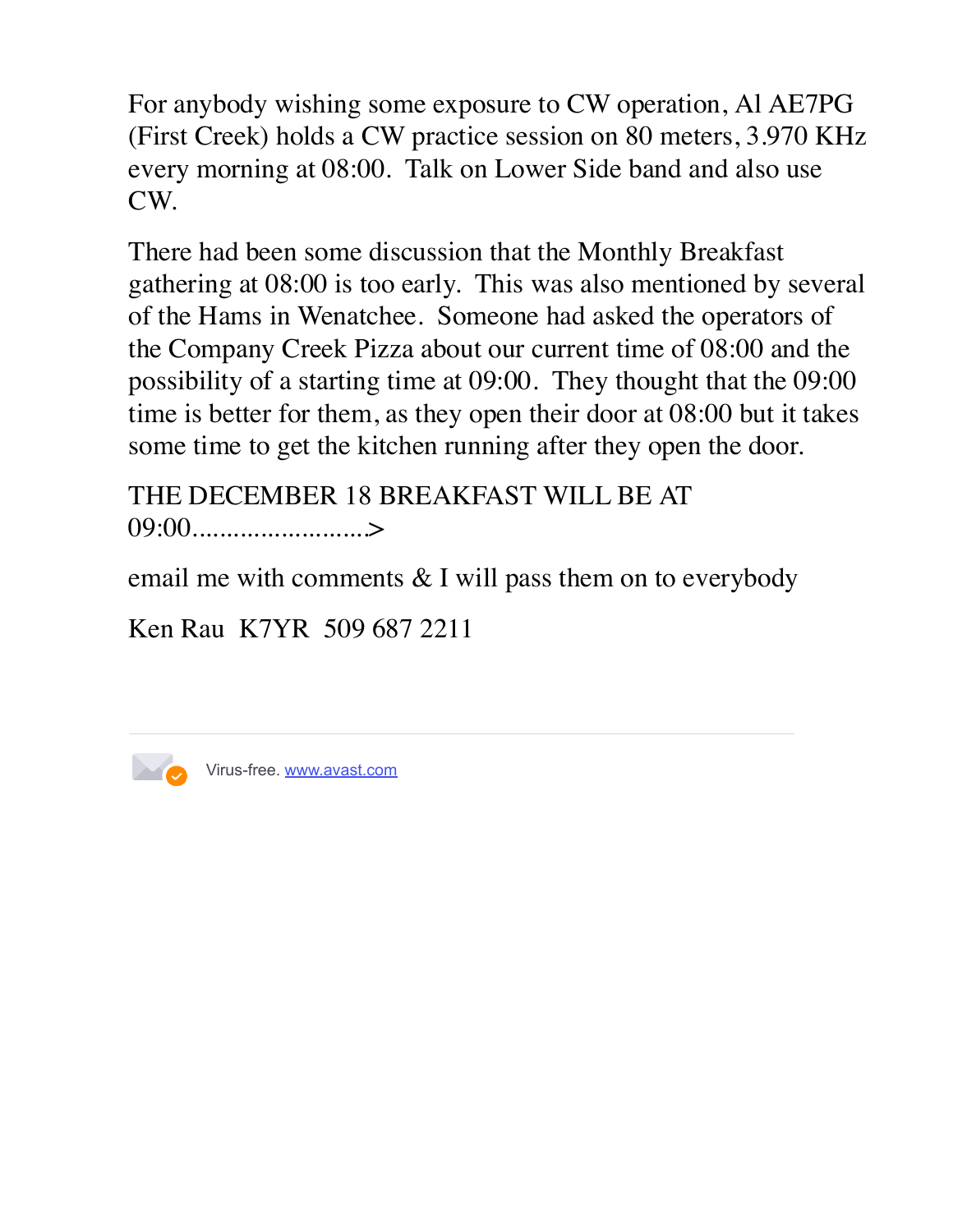For anybody wishing some exposure to CW operation, Al AE7PG (First Creek) holds a CW practice session on 80 meters, 3.970 KHz every morning at 08:00. Talk on Lower Side band and also use CW.

There had been some discussion that the Monthly Breakfast gathering at 08:00 is too early. This was also mentioned by several of the Hams in Wenatchee. Someone had asked the operators of the Company Creek Pizza about our current time of 08:00 and the possibility of a starting time at 09:00. They thought that the 09:00 time is better for them, as they open their door at 08:00 but it takes some time to get the kitchen running after they open the door.

THE DECEMBER 18 BREAKFAST WILL BE AT 09:00........................>

email me with comments & I will pass them on to everybody

Ken Rau K7YR 509 687 2211

---

Virus-free. www.avast.com